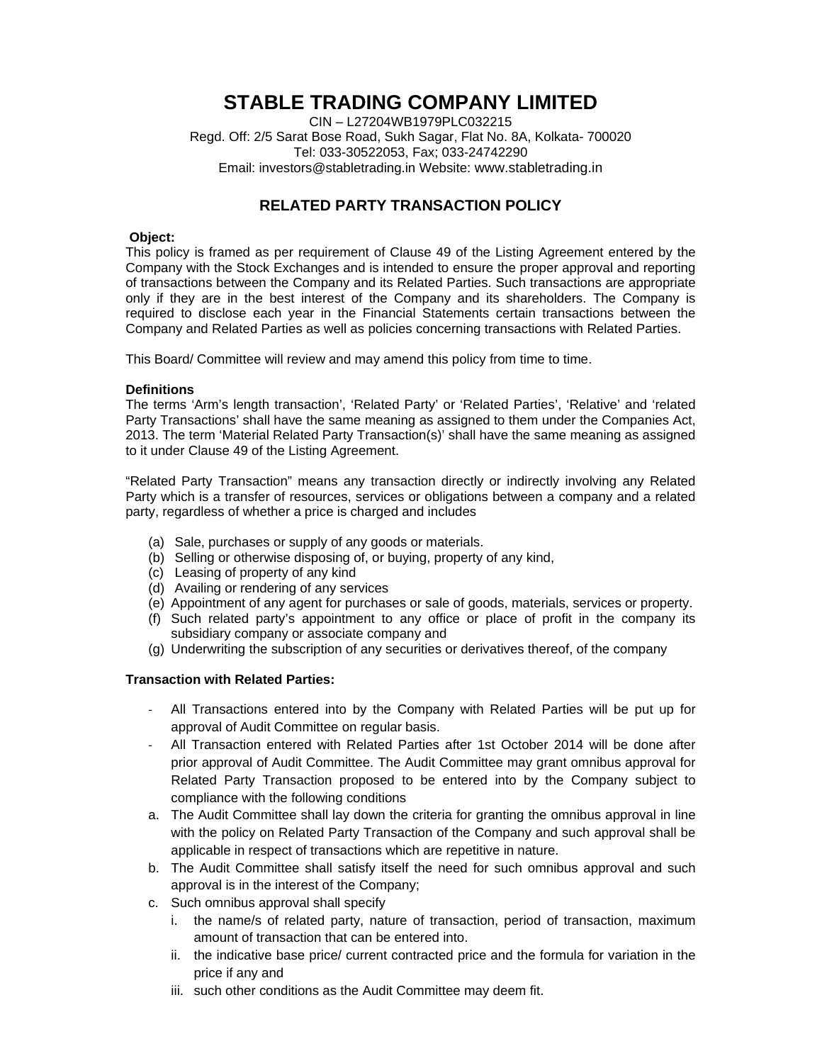# STABLE TRADING COMPANY LIMITED

CIN – L27204WB1979PLC032215
Regd. Off: 2/5 Sarat Bose Road, Sukh Sagar, Flat No. 8A, Kolkata- 700020
Tel: 033-30522053, Fax; 033-24742290
Email: investors@stabletrading.in Website: www.stabletrading.in

## RELATED PARTY TRANSACTION POLICY

**Object:**

This policy is framed as per requirement of Clause 49 of the Listing Agreement entered by the Company with the Stock Exchanges and is intended to ensure the proper approval and reporting of transactions between the Company and its Related Parties. Such transactions are appropriate only if they are in the best interest of the Company and its shareholders. The Company is required to disclose each year in the Financial Statements certain transactions between the Company and Related Parties as well as policies concerning transactions with Related Parties.

This Board/ Committee will review and may amend this policy from time to time.

**Definitions**

The terms 'Arm's length transaction', 'Related Party' or 'Related Parties', 'Relative' and 'related Party Transactions' shall have the same meaning as assigned to them under the Companies Act, 2013. The term 'Material Related Party Transaction(s)' shall have the same meaning as assigned to it under Clause 49 of the Listing Agreement.

"Related Party Transaction" means any transaction directly or indirectly involving any Related Party which is a transfer of resources, services or obligations between a company and a related party, regardless of whether a price is charged and includes

(a) Sale, purchases or supply of any goods or materials.
(b) Selling or otherwise disposing of, or buying, property of any kind,
(c) Leasing of property of any kind
(d) Availing or rendering of any services
(e) Appointment of any agent for purchases or sale of goods, materials, services or property.
(f) Such related party's appointment to any office or place of profit in the company its subsidiary company or associate company and
(g) Underwriting the subscription of any securities or derivatives thereof, of the company

**Transaction with Related Parties:**

- All Transactions entered into by the Company with Related Parties will be put up for approval of Audit Committee on regular basis.
- All Transaction entered with Related Parties after 1st October 2014 will be done after prior approval of Audit Committee. The Audit Committee may grant omnibus approval for Related Party Transaction proposed to be entered into by the Company subject to compliance with the following conditions

a. The Audit Committee shall lay down the criteria for granting the omnibus approval in line with the policy on Related Party Transaction of the Company and such approval shall be applicable in respect of transactions which are repetitive in nature.
b. The Audit Committee shall satisfy itself the need for such omnibus approval and such approval is in the interest of the Company;
c. Such omnibus approval shall specify
   i. the name/s of related party, nature of transaction, period of transaction, maximum amount of transaction that can be entered into.
   ii. the indicative base price/ current contracted price and the formula for variation in the price if any and
   iii. such other conditions as the Audit Committee may deem fit.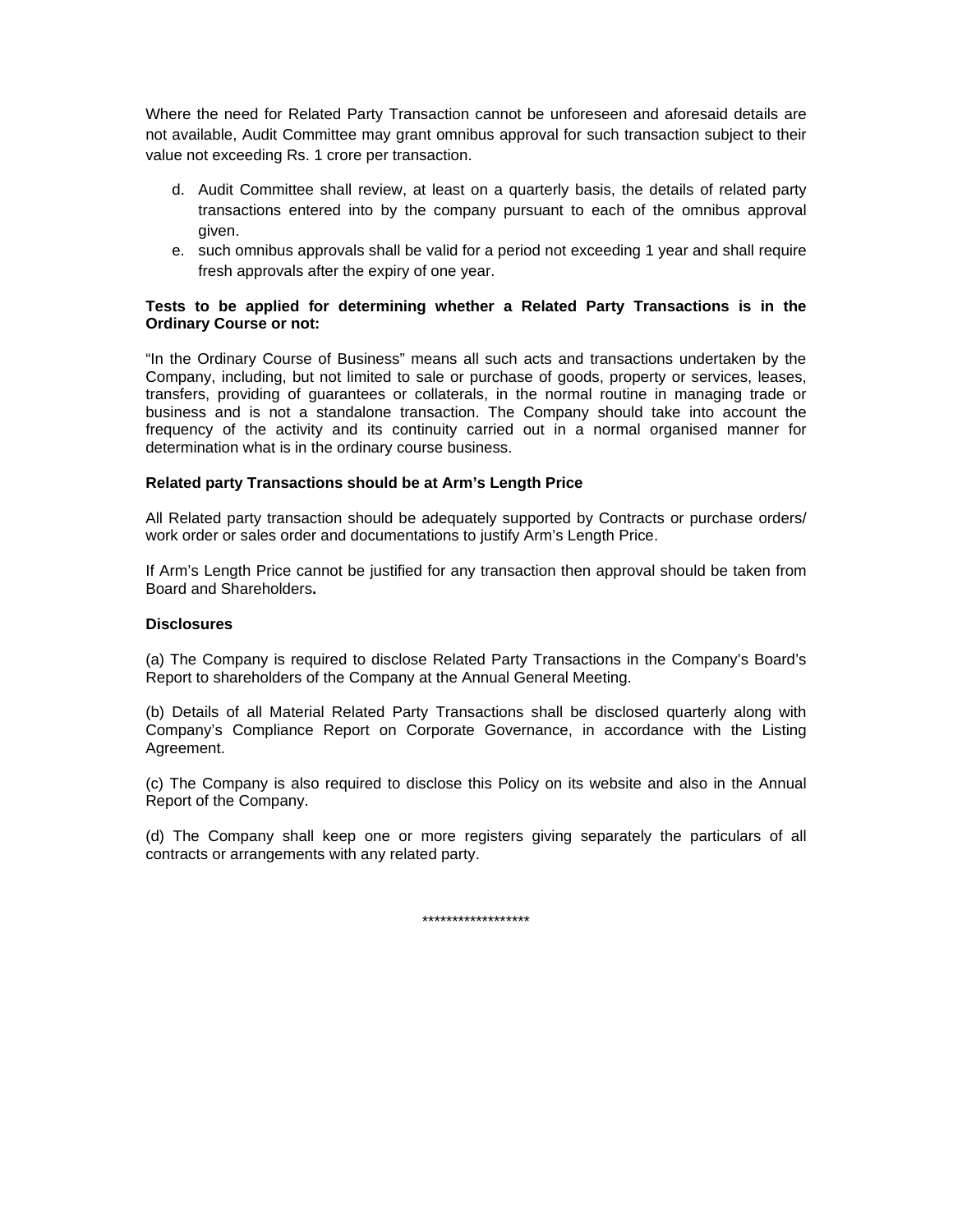Where the need for Related Party Transaction cannot be unforeseen and aforesaid details are not available, Audit Committee may grant omnibus approval for such transaction subject to their value not exceeding Rs. 1 crore per transaction.

d. Audit Committee shall review, at least on a quarterly basis, the details of related party transactions entered into by the company pursuant to each of the omnibus approval given.
e. such omnibus approvals shall be valid for a period not exceeding 1 year and shall require fresh approvals after the expiry of one year.

**Tests to be applied for determining whether a Related Party Transactions is in the Ordinary Course or not:**

"In the Ordinary Course of Business" means all such acts and transactions undertaken by the Company, including, but not limited to sale or purchase of goods, property or services, leases, transfers, providing of guarantees or collaterals, in the normal routine in managing trade or business and is not a standalone transaction. The Company should take into account the frequency of the activity and its continuity carried out in a normal organised manner for determination what is in the ordinary course business.

**Related party Transactions should be at Arm's Length Price**

All Related party transaction should be adequately supported by Contracts or purchase orders/ work order or sales order and documentations to justify Arm's Length Price.

If Arm's Length Price cannot be justified for any transaction then approval should be taken from Board and Shareholders**.**

**Disclosures**

(a) The Company is required to disclose Related Party Transactions in the Company's Board's Report to shareholders of the Company at the Annual General Meeting.

(b) Details of all Material Related Party Transactions shall be disclosed quarterly along with Company's Compliance Report on Corporate Governance, in accordance with the Listing Agreement.

(c) The Company is also required to disclose this Policy on its website and also in the Annual Report of the Company.

(d) The Company shall keep one or more registers giving separately the particulars of all contracts or arrangements with any related party.

******************